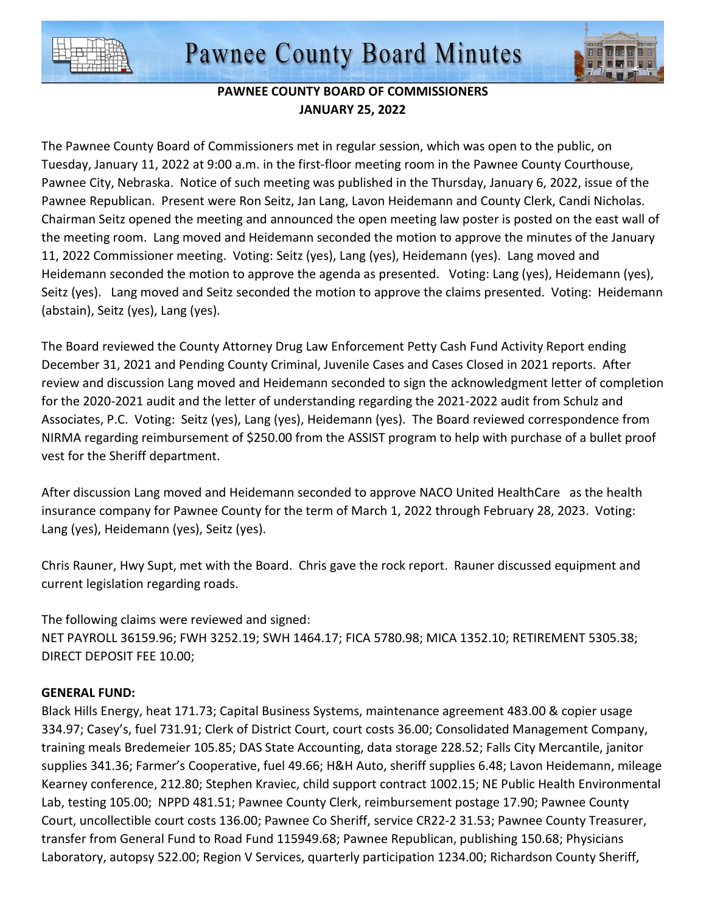# Pawnee County Board Minutes

**PAWNEE COUNTY BOARD OF COMMISSIONERS**
**JANUARY 25, 2022**

The Pawnee County Board of Commissioners met in regular session, which was open to the public, on Tuesday, January 11, 2022 at 9:00 a.m. in the first-floor meeting room in the Pawnee County Courthouse, Pawnee City, Nebraska. Notice of such meeting was published in the Thursday, January 6, 2022, issue of the Pawnee Republican. Present were Ron Seitz, Jan Lang, Lavon Heidemann and County Clerk, Candi Nicholas. Chairman Seitz opened the meeting and announced the open meeting law poster is posted on the east wall of the meeting room. Lang moved and Heidemann seconded the motion to approve the minutes of the January 11, 2022 Commissioner meeting. Voting: Seitz (yes), Lang (yes), Heidemann (yes). Lang moved and Heidemann seconded the motion to approve the agenda as presented. Voting: Lang (yes), Heidemann (yes), Seitz (yes). Lang moved and Seitz seconded the motion to approve the claims presented. Voting: Heidemann (abstain), Seitz (yes), Lang (yes).

The Board reviewed the County Attorney Drug Law Enforcement Petty Cash Fund Activity Report ending December 31, 2021 and Pending County Criminal, Juvenile Cases and Cases Closed in 2021 reports. After review and discussion Lang moved and Heidemann seconded to sign the acknowledgment letter of completion for the 2020-2021 audit and the letter of understanding regarding the 2021-2022 audit from Schulz and Associates, P.C. Voting: Seitz (yes), Lang (yes), Heidemann (yes). The Board reviewed correspondence from NIRMA regarding reimbursement of $250.00 from the ASSIST program to help with purchase of a bullet proof vest for the Sheriff department.

After discussion Lang moved and Heidemann seconded to approve NACO United HealthCare as the health insurance company for Pawnee County for the term of March 1, 2022 through February 28, 2023. Voting: Lang (yes), Heidemann (yes), Seitz (yes).

Chris Rauner, Hwy Supt, met with the Board. Chris gave the rock report. Rauner discussed equipment and current legislation regarding roads.

The following claims were reviewed and signed:
NET PAYROLL 36159.96; FWH 3252.19; SWH 1464.17; FICA 5780.98; MICA 1352.10; RETIREMENT 5305.38; DIRECT DEPOSIT FEE 10.00;

**GENERAL FUND:**
Black Hills Energy, heat 171.73; Capital Business Systems, maintenance agreement 483.00 & copier usage 334.97; Casey's, fuel 731.91; Clerk of District Court, court costs 36.00; Consolidated Management Company, training meals Bredemeier 105.85; DAS State Accounting, data storage 228.52; Falls City Mercantile, janitor supplies 341.36; Farmer's Cooperative, fuel 49.66; H&H Auto, sheriff supplies 6.48; Lavon Heidemann, mileage Kearney conference, 212.80; Stephen Kraviec, child support contract 1002.15; NE Public Health Environmental Lab, testing 105.00; NPPD 481.51; Pawnee County Clerk, reimbursement postage 17.90; Pawnee County Court, uncollectible court costs 136.00; Pawnee Co Sheriff, service CR22-2 31.53; Pawnee County Treasurer, transfer from General Fund to Road Fund 115949.68; Pawnee Republican, publishing 150.68; Physicians Laboratory, autopsy 522.00; Region V Services, quarterly participation 1234.00; Richardson County Sheriff,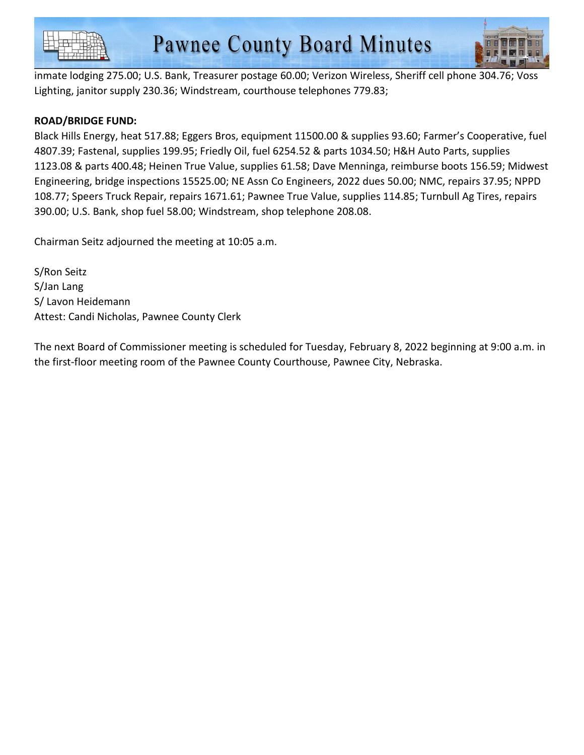inmate lodging 275.00; U.S. Bank, Treasurer postage 60.00; Verizon Wireless, Sheriff cell phone 304.76; Voss Lighting, janitor supply 230.36; Windstream, courthouse telephones 779.83;

**ROAD/BRIDGE FUND:**

Black Hills Energy, heat 517.88; Eggers Bros, equipment 11500.00 & supplies 93.60; Farmer's Cooperative, fuel 4807.39; Fastenal, supplies 199.95; Friedly Oil, fuel 6254.52 & parts 1034.50; H&H Auto Parts, supplies 1123.08 & parts 400.48; Heinen True Value, supplies 61.58; Dave Menninga, reimburse boots 156.59; Midwest Engineering, bridge inspections 15525.00; NE Assn Co Engineers, 2022 dues 50.00; NMC, repairs 37.95; NPPD 108.77; Speers Truck Repair, repairs 1671.61; Pawnee True Value, supplies 114.85; Turnbull Ag Tires, repairs 390.00; U.S. Bank, shop fuel 58.00; Windstream, shop telephone 208.08.

Chairman Seitz adjourned the meeting at 10:05 a.m.

S/Ron Seitz
S/Jan Lang
S/ Lavon Heidemann
Attest: Candi Nicholas, Pawnee County Clerk

The next Board of Commissioner meeting is scheduled for Tuesday, February 8, 2022 beginning at 9:00 a.m. in the first-floor meeting room of the Pawnee County Courthouse, Pawnee City, Nebraska.